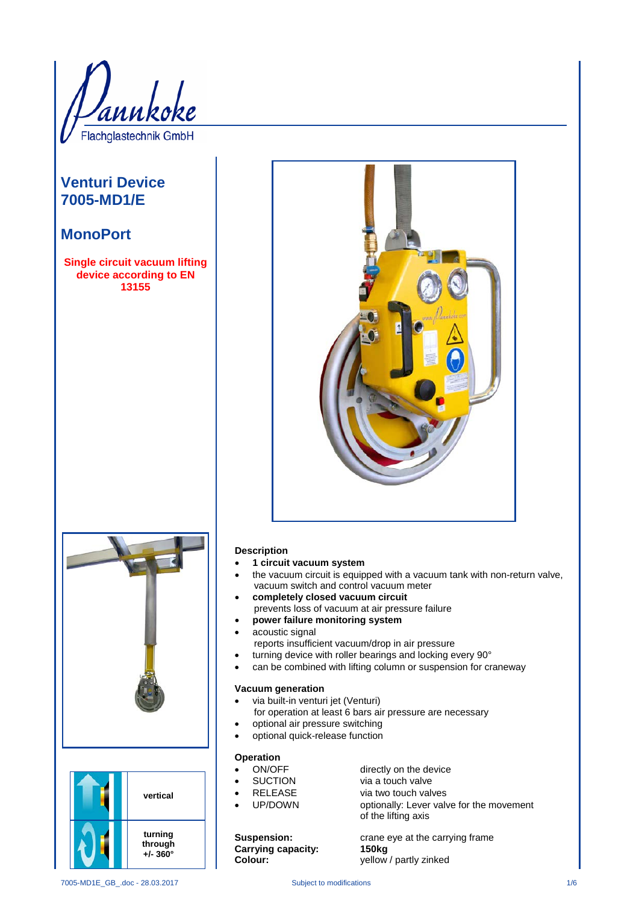Flachglastechnik GmbH

# Venturi Device 7005-MD1/E

## MonoPort

**Single circuit vacuum lifting device according to EN 13155**

| | |
|---|---|
| | **vertical** |
| | **turning through +/- 360°** |

### Description

- **1 circuit vacuum system**
- the vacuum circuit is equipped with a vacuum tank with non-return valve, vacuum switch and control vacuum meter
- **completely closed vacuum circuit**
  prevents loss of vacuum at air pressure failure
- **power failure monitoring system**
- acoustic signal
  reports insufficient vacuum/drop in air pressure
- turning device with roller bearings and locking every 90°
- can be combined with lifting column or suspension for craneway

### Vacuum generation

- via built-in venturi jet (Venturi)
  for operation at least 6 bars air pressure are necessary
- optional air pressure switching
- optional quick-release function

### Operation

- ON/OFF — directly on the device
- SUCTION — via a touch valve
- RELEASE — via two touch valves
- UP/DOWN — optionally: Lever valve for the movement of the lifting axis

**Suspension:** crane eye at the carrying frame
**Carrying capacity:** **150kg**
**Colour:** yellow / partly zinked

7005-MD1E_GB_.doc - 28.03.2017 Subject to modifications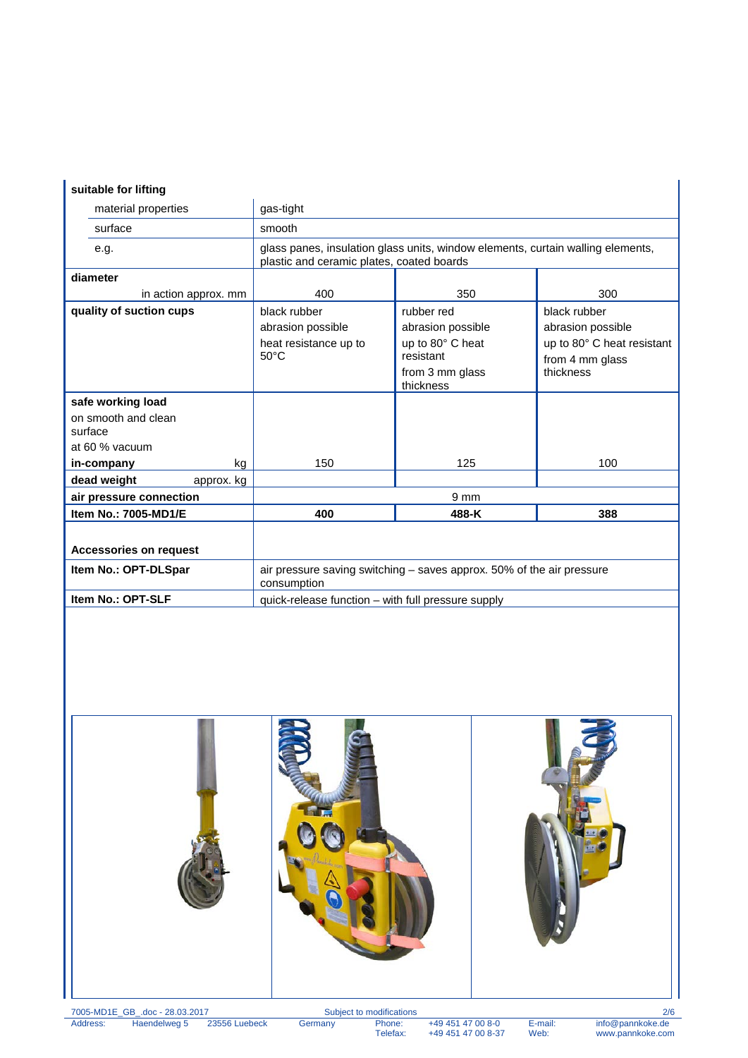| suitable for lifting | | | |
|---|---|---|---|
| material properties | gas-tight | | |
| surface | smooth | | |
| e.g. | glass panes, insulation glass units, window elements, curtain walling elements, plastic and ceramic plates, coated boards | | |
| **diameter** in action approx. mm | 400 | 350 | 300 |
| **quality of suction cups** | black rubber<br>abrasion possible<br>heat resistance up to 50°C | rubber red<br>abrasion possible<br>up to 80° C heat resistant<br>from 3 mm glass thickness | black rubber<br>abrasion possible<br>up to 80° C heat resistant<br>from 4 mm glass thickness |
| **safe working load**<br>on smooth and clean surface<br>at 60 % vacuum<br>**in-company** kg | 150 | 125 | 100 |
| **dead weight** approx. kg | | | |
| **air pressure connection** | 9 mm | | |
| **Item No.: 7005-MD1/E** | **400** | **488-K** | **388** |
| **Accessories on request** | | | |
| **Item No.: OPT-DLSpar** | air pressure saving switching – saves approx. 50% of the air pressure consumption | | |
| **Item No.: OPT-SLF** | quick-release function – with full pressure supply | | |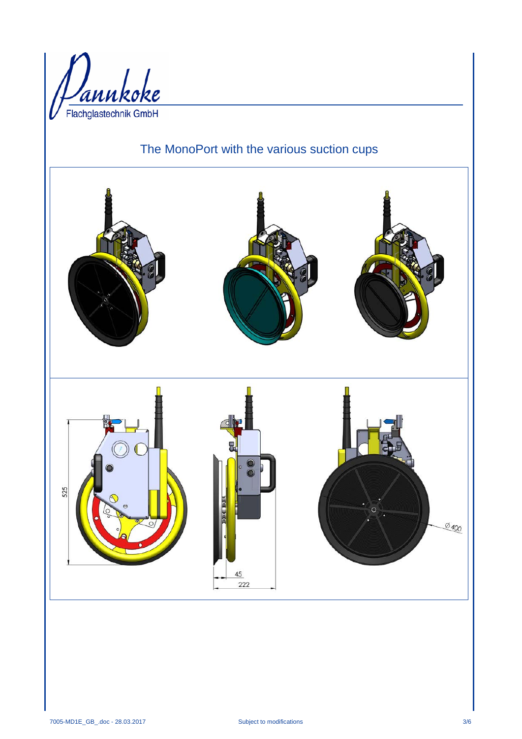# The MonoPort with the various suction cups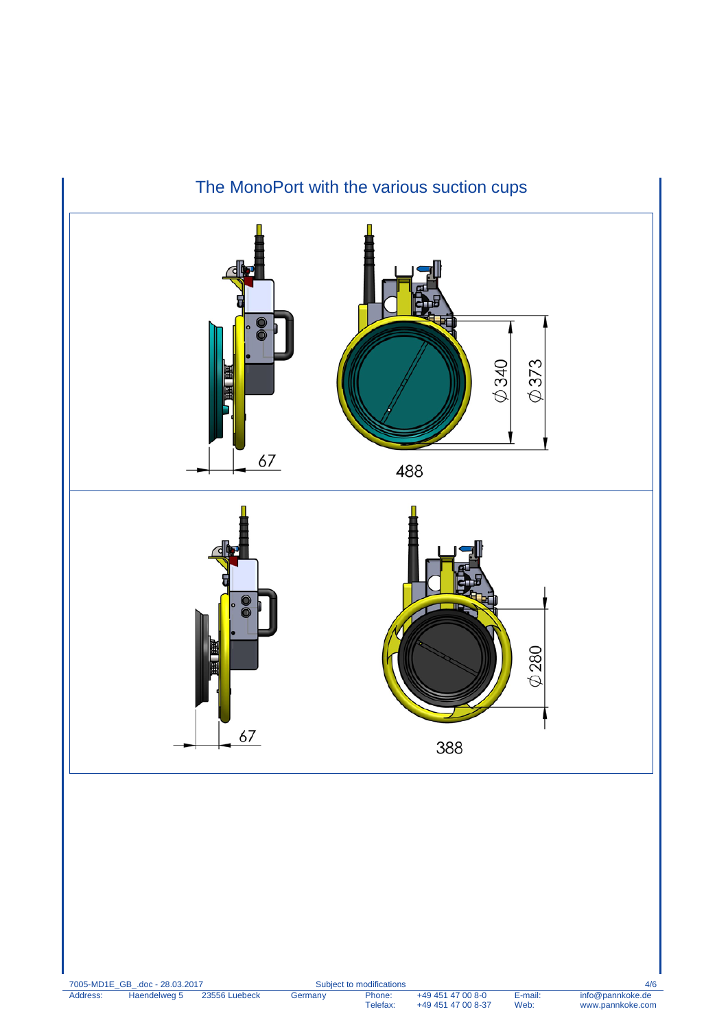## The MonoPort with the various suction cups

67

488

$\varnothing 340$

$\varnothing 373$

67

388

$\varnothing 280$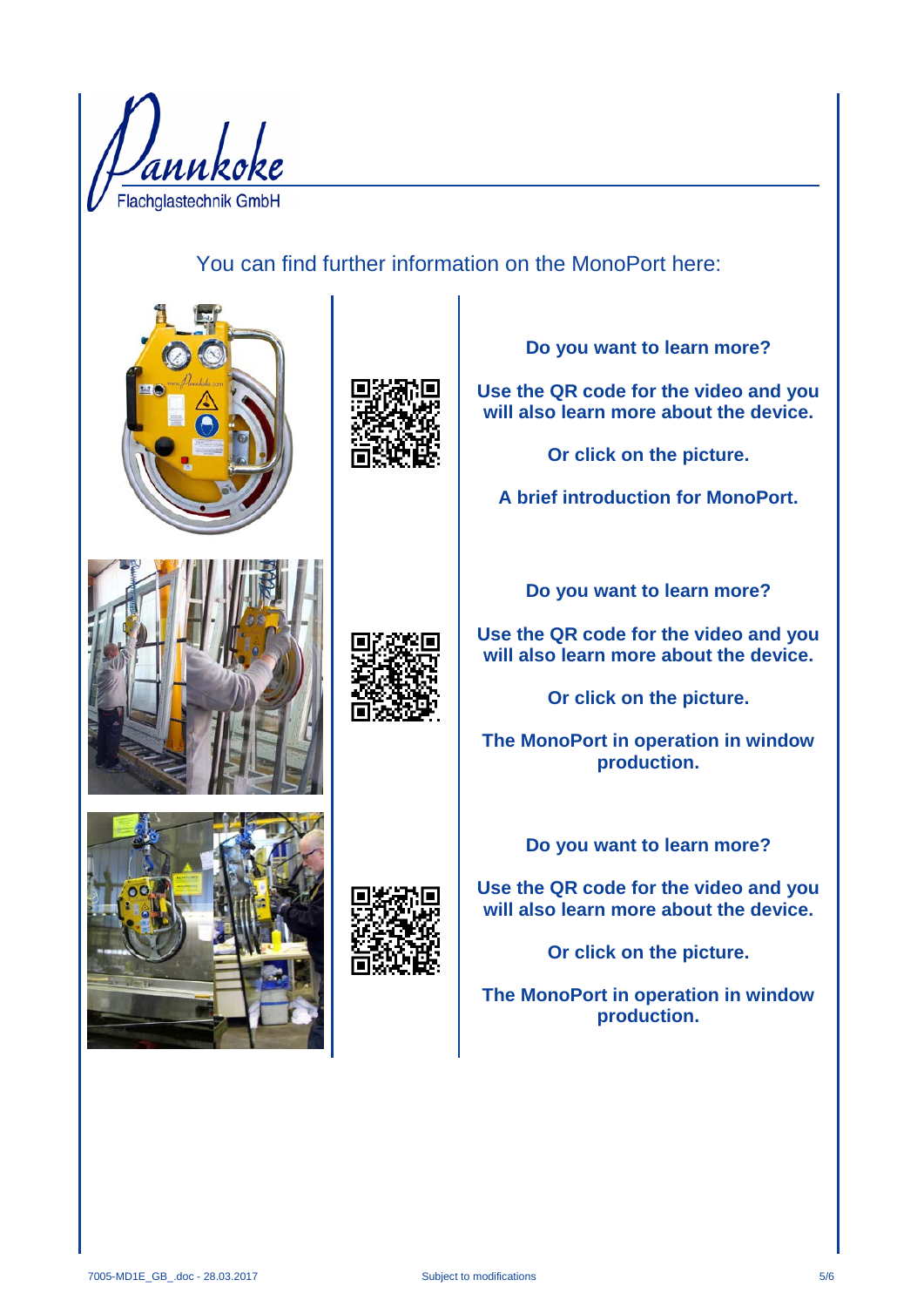Pannkoke Flachglastechnik GmbH

You can find further information on the MonoPort here:

**Do you want to learn more?**

**Use the QR code for the video and you will also learn more about the device.**

**Or click on the picture.**

**A brief introduction for MonoPort.**

**Do you want to learn more?**

**Use the QR code for the video and you will also learn more about the device.**

**Or click on the picture.**

**The MonoPort in operation in window production.**

**Do you want to learn more?**

**Use the QR code for the video and you will also learn more about the device.**

**Or click on the picture.**

**The MonoPort in operation in window production.**